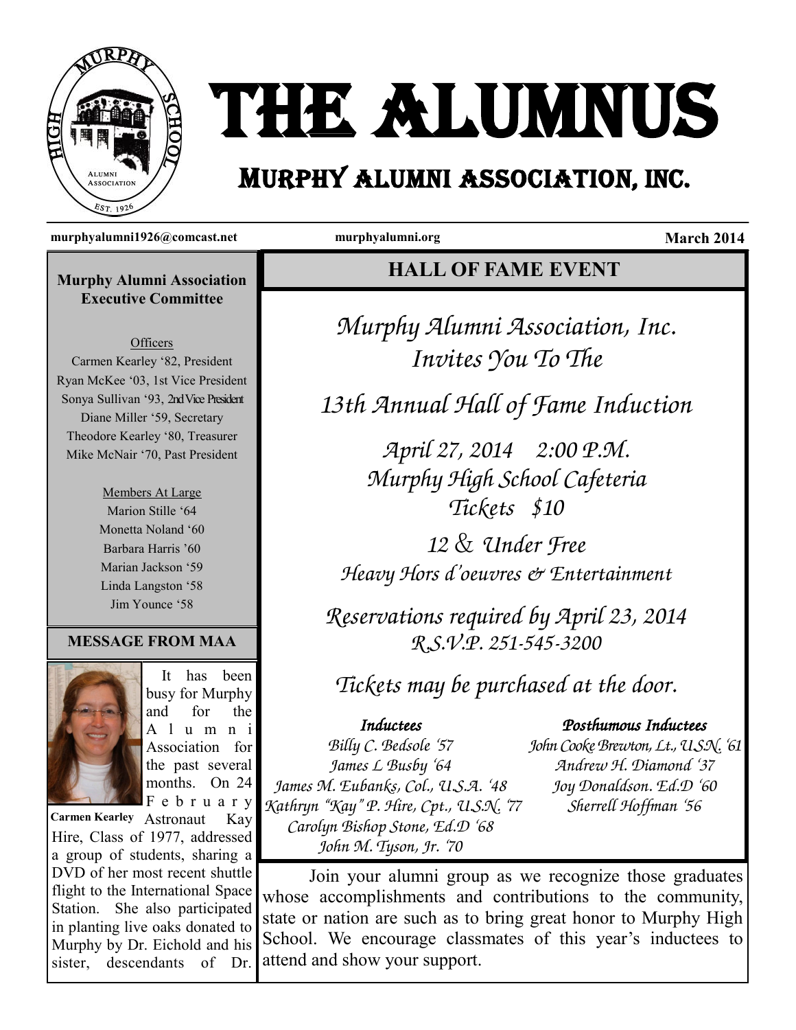# THE ALUMNUS

## MURPHY ALUMNI ASSOCIATION, INC.

**murphyalumni1926@comcast.net** **murphyalumni.org** **March 2014**

### Murphy Alumni Association Executive Committee

Officers

Carmen Kearley '82, President
Ryan McKee '03, 1st Vice President
Sonya Sullivan '93, 2nd Vice President
Diane Miller '59, Secretary
Theodore Kearley '80, Treasurer
Mike McNair '70, Past President

Members At Large

Marion Stille '64
Monetta Noland '60
Barbara Harris '60
Marian Jackson '59
Linda Langston '58
Jim Younce '58

### MESSAGE FROM MAA

**Carmen Kearley**

It has been busy for Murphy and for the Alumni Association for the past several months. On 24 February Astronaut Kay Hire, Class of 1977, addressed a group of students, sharing a DVD of her most recent shuttle flight to the International Space Station. She also participated in planting live oaks donated to Murphy by Dr. Eichold and his sister, descendants of Dr.

### HALL OF FAME EVENT

*Murphy Alumni Association, Inc.*
*Invites You To The*

*13th Annual Hall of Fame Induction*

*April 27, 2014 2:00 P.M.*
*Murphy High School Cafeteria*
*Tickets $10*

*12 & Under Free*
*Heavy Hors d'oeuvres & Entertainment*

*Reservations required by April 23, 2014*
*R.S.V.P. 251-545-3200*

*Tickets may be purchased at the door.*

***Inductees***

*Billy C. Bedsole '57*
*James L Busby '64*
*James M. Eubanks, Col., U.S.A. '48*
*Kathryn "Kay" P. Hire, Cpt., U.S.N. '77*
*Carolyn Bishop Stone, Ed.D '68*
*John M. Tyson, Jr. '70*

***Posthumous Inductees***

*John Cooke Brewton, Lt., U.S.N. '61*
*Andrew H. Diamond '37*
*Joy Donaldson. Ed.D '60*
*Sherrell Hoffman '56*

Join your alumni group as we recognize those graduates whose accomplishments and contributions to the community, state or nation are such as to bring great honor to Murphy High School. We encourage classmates of this year's inductees to attend and show your support.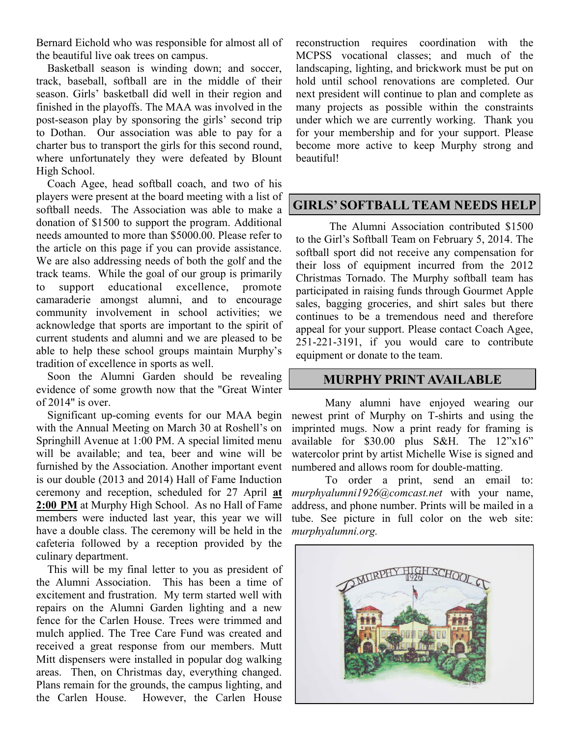Bernard Eichold who was responsible for almost all of the beautiful live oak trees on campus.

Basketball season is winding down; and soccer, track, baseball, softball are in the middle of their season. Girls' basketball did well in their region and finished in the playoffs. The MAA was involved in the post-season play by sponsoring the girls' second trip to Dothan. Our association was able to pay for a charter bus to transport the girls for this second round, where unfortunately they were defeated by Blount High School.

Coach Agee, head softball coach, and two of his players were present at the board meeting with a list of softball needs. The Association was able to make a donation of $1500 to support the program. Additional needs amounted to more than $5000.00. Please refer to the article on this page if you can provide assistance. We are also addressing needs of both the golf and the track teams. While the goal of our group is primarily to support educational excellence, promote camaraderie amongst alumni, and to encourage community involvement in school activities; we acknowledge that sports are important to the spirit of current students and alumni and we are pleased to be able to help these school groups maintain Murphy's tradition of excellence in sports as well.

Soon the Alumni Garden should be revealing evidence of some growth now that the "Great Winter of 2014" is over.

Significant up-coming events for our MAA begin with the Annual Meeting on March 30 at Roshell's on Springhill Avenue at 1:00 PM. A special limited menu will be available; and tea, beer and wine will be furnished by the Association. Another important event is our double (2013 and 2014) Hall of Fame Induction ceremony and reception, scheduled for 27 April **at 2:00 PM** at Murphy High School. As no Hall of Fame members were inducted last year, this year we will have a double class. The ceremony will be held in the cafeteria followed by a reception provided by the culinary department.

This will be my final letter to you as president of the Alumni Association. This has been a time of excitement and frustration. My term started well with repairs on the Alumni Garden lighting and a new fence for the Carlen House. Trees were trimmed and mulch applied. The Tree Care Fund was created and received a great response from our members. Mutt Mitt dispensers were installed in popular dog walking areas. Then, on Christmas day, everything changed. Plans remain for the grounds, the campus lighting, and the Carlen House. However, the Carlen House reconstruction requires coordination with the MCPSS vocational classes; and much of the landscaping, lighting, and brickwork must be put on hold until school renovations are completed. Our next president will continue to plan and complete as many projects as possible within the constraints under which we are currently working. Thank you for your membership and for your support. Please become more active to keep Murphy strong and beautiful!

## GIRLS' SOFTBALL TEAM NEEDS HELP

The Alumni Association contributed $1500 to the Girl's Softball Team on February 5, 2014. The softball sport did not receive any compensation for their loss of equipment incurred from the 2012 Christmas Tornado. The Murphy softball team has participated in raising funds through Gourmet Apple sales, bagging groceries, and shirt sales but there continues to be a tremendous need and therefore appeal for your support. Please contact Coach Agee, 251-221-3191, if you would care to contribute equipment or donate to the team.

## MURPHY PRINT AVAILABLE

Many alumni have enjoyed wearing our newest print of Murphy on T-shirts and using the imprinted mugs. Now a print ready for framing is available for $30.00 plus S&H. The 12"x16" watercolor print by artist Michelle Wise is signed and numbered and allows room for double-matting.

To order a print, send an email to: *murphyalumni1926@comcast.net* with your name, address, and phone number. Prints will be mailed in a tube. See picture in full color on the web site: *murphyalumni.org.*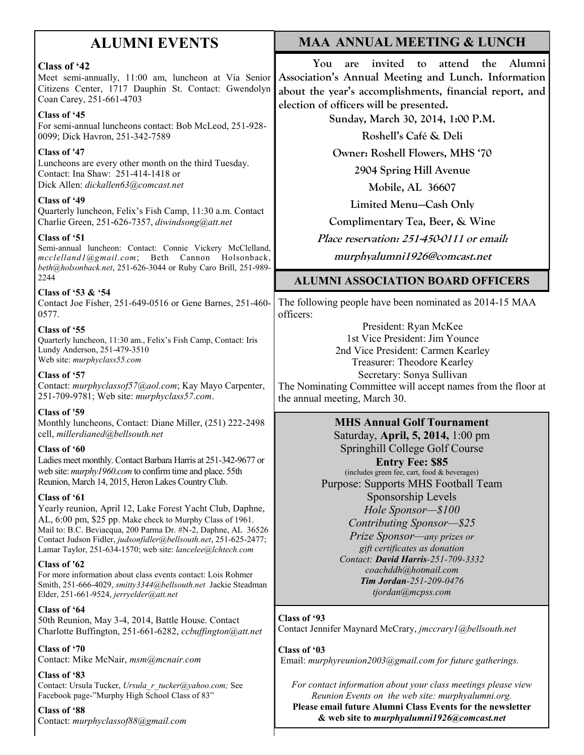# ALUMNI EVENTS

**Class of '42**
Meet semi-annually, 11:00 am, luncheon at Via Senior Citizens Center, 1717 Dauphin St. Contact: Gwendolyn Coan Carey, 251-661-4703

**Class of '45**
For semi-annual luncheons contact: Bob McLeod, 251-928-0099; Dick Havron, 251-342-7589

**Class of '47**
Luncheons are every other month on the third Tuesday. Contact: Ina Shaw: 251-414-1418 or Dick Allen: *dickallen63@comcast.net*

**Class of '49**
Quarterly luncheon, Felix's Fish Camp, 11:30 a.m. Contact Charlie Green, 251-626-7357, *diwindsong@att.net*

**Class of '51**
Semi-annual luncheon: Contact: Connie Vickery McClelland, *mcclelland1@gmail.com*; Beth Cannon Holsonback, *beth@holsonback.net*, 251-626-3044 or Ruby Caro Brill, 251-989-2244

**Class of '53 & '54**
Contact Joe Fisher, 251-649-0516 or Gene Barnes, 251-460-0577.

**Class of '55**
Quarterly luncheon, 11:30 am., Felix's Fish Camp, Contact: Iris Lundy Anderson, 251-479-3510
Web site: *murphyclass55.com*

**Class of '57**
Contact: *murphyclassof57@aol.com*; Kay Mayo Carpenter, 251-709-9781; Web site: *murphyclass57.com*.

**Class of '59**
Monthly luncheons, Contact: Diane Miller, (251) 222-2498 cell, *millerdianed@bellsouth.net*

**Class of '60**
Ladies meet monthly. Contact Barbara Harris at 251-342-9677 or web site: *murphy1960.com* to confirm time and place. 55th Reunion, March 14, 2015, Heron Lakes Country Club.

**Class of '61**
Yearly reunion, April 12, Lake Forest Yacht Club, Daphne, AL, 6:00 pm, $25 pp. Make check to Murphy Class of 1961. Mail to: B.C. Beviacqua, 200 Parma Dr. #N-2, Daphne, AL 36526 Contact Judson Fidler, *judsonfidler@bellsouth.net*, 251-625-2477; Lamar Taylor, 251-634-1570; web site: *lancelee@lchtech.com*

**Class of '62**
For more information about class events contact: Lois Rohmer Smith, 251-666-4029, *smitty3344@bellsouth.net* Jackie Steadman Elder, 251-661-9524, *jerryelder@att.net*

**Class of '64**
50th Reunion, May 3-4, 2014, Battle House. Contact Charlotte Buffington, 251-661-6282, *ccbuffington@att.net*

**Class of '70**
Contact: Mike McNair, *msm@mcnair.com*

**Class of '83**
Contact: Ursula Tucker, *Ursula_r_tucker@yahoo.com;* See Facebook page-"Murphy High School Class of 83"

**Class of '88**
Contact: *murphyclassof88@gmail.com*

# MAA ANNUAL MEETING & LUNCH

**You are invited to attend the Alumni Association's Annual Meeting and Lunch. Information about the year's accomplishments, financial report, and election of officers will be presented.**

**Sunday, March 30, 2014, 1:00 P.M.**

**Roshell's Café & Deli**

**Owner: Roshell Flowers, MHS '70**

**2904 Spring Hill Avenue**

**Mobile, AL 36607**

**Limited Menu—Cash Only**

**Complimentary Tea, Beer, & Wine**

***Place reservation: 251-450-0111 or email:***

***murphyalumni1926@comcast.net***

## ALUMNI ASSOCIATION BOARD OFFICERS

The following people have been nominated as 2014-15 MAA officers:

President: Ryan McKee
1st Vice President: Jim Younce
2nd Vice President: Carmen Kearley
Treasurer: Theodore Kearley
Secretary: Sonya Sullivan

The Nominating Committee will accept names from the floor at the annual meeting, March 30.

**MHS Annual Golf Tournament**
Saturday, **April, 5, 2014,** 1:00 pm
Springhill College Golf Course
**Entry Fee: $85**
(includes green fee, cart, food & beverages)
Purpose: Supports MHS Football Team
Sponsorship Levels
*Hole Sponsor—$100*
*Contributing Sponsor—$25*
*Prize Sponsor—any prizes or gift certificates as donation*
*Contact:* ***David Harris****-251-709-3332*
*coachddh@hotmail.com*
***Tim Jordan****-251-209-0476*
*tjordan@mcpss.com*

**Class of '93**
Contact Jennifer Maynard McCrary, *jmccrary1@bellsouth.net*

**Class of '03**
Email: *murphyreunion2003@gmail.com for future gatherings.*

*For contact information about your class meetings please view Reunion Events on the web site: murphyalumni.org.*
**Please email future Alumni Class Events for the newsletter & web site to *murphyalumni1926@comcast.net***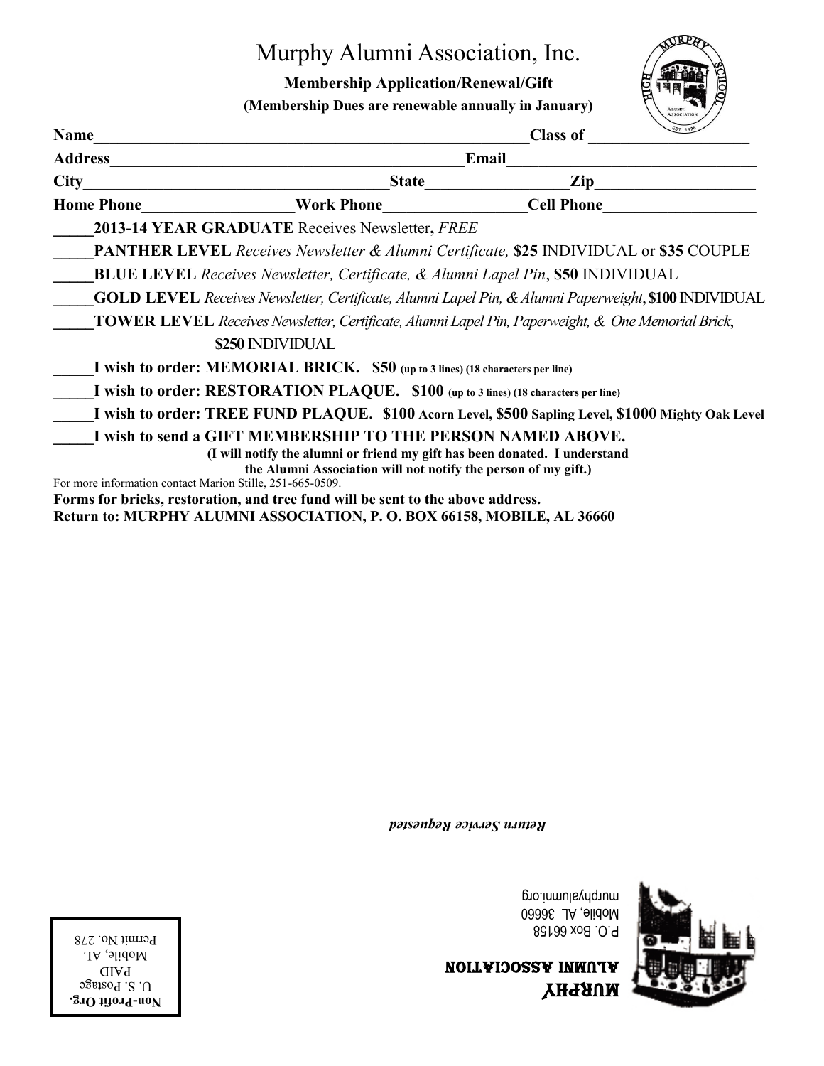# Murphy Alumni Association, Inc.

**Membership Application/Renewal/Gift**

**(Membership Dues are renewable annually in January)**

**Name**\_\_\_\_\_\_\_\_\_\_\_\_\_\_\_\_\_\_\_\_\_\_\_\_\_\_\_\_\_\_\_\_\_\_\_\_\_\_\_\_\_\_\_\_\_\_\_\_ **Class of** \_\_\_\_\_\_\_\_\_\_\_\_\_\_\_\_\_\_

**Address**\_\_\_\_\_\_\_\_\_\_\_\_\_\_\_\_\_\_\_\_\_\_\_\_\_\_\_\_\_\_\_\_\_\_\_\_\_\_\_\_ **Email**\_\_\_\_\_\_\_\_\_\_\_\_\_\_\_\_\_\_\_\_\_\_\_\_\_\_\_\_\_\_

**City**\_\_\_\_\_\_\_\_\_\_\_\_\_\_\_\_\_\_\_\_\_\_\_\_\_\_\_\_\_\_\_\_\_\_ **State**\_\_\_\_\_\_\_\_\_\_\_\_\_\_\_ **Zip**\_\_\_\_\_\_\_\_\_\_\_\_\_\_\_\_\_\_

**Home Phone**\_\_\_\_\_\_\_\_\_\_\_\_\_\_\_\_\_\_ **Work Phone**\_\_\_\_\_\_\_\_\_\_\_\_\_\_\_\_ **Cell Phone**\_\_\_\_\_\_\_\_\_\_\_\_\_\_\_\_\_\_

\_\_\_\_\_**2013-14 YEAR GRADUATE** Receives Newsletter**,** *FREE*

\_\_\_\_\_**PANTHER LEVEL** *Receives Newsletter & Alumni Certificate,* **$25** INDIVIDUAL or **$35** COUPLE

\_\_\_\_\_**BLUE LEVEL** *Receives Newsletter, Certificate, & Alumni Lapel Pin*, **$50** INDIVIDUAL

\_\_\_\_\_**GOLD LEVEL** *Receives Newsletter, Certificate, Alumni Lapel Pin, & Alumni Paperweight*, **$100** INDIVIDUAL

\_\_\_\_\_**TOWER LEVEL** *Receives Newsletter, Certificate, Alumni Lapel Pin, Paperweight, & One Memorial Brick*, **$250** INDIVIDUAL

\_\_\_\_\_**I wish to order: MEMORIAL BRICK. $50** **(up to 3 lines) (18 characters per line)**

\_\_\_\_\_**I wish to order: RESTORATION PLAQUE. $100** **(up to 3 lines) (18 characters per line)**

\_\_\_\_\_**I wish to order: TREE FUND PLAQUE. $100 Acorn Level, $500 Sapling Level, $1000 Mighty Oak Level**

\_\_\_\_\_**I wish to send a GIFT MEMBERSHIP TO THE PERSON NAMED ABOVE.**

**(I will notify the alumni or friend my gift has been donated. I understand the Alumni Association will not notify the person of my gift.)**

For more information contact Marion Stille, 251-665-0509.

**Forms for bricks, restoration, and tree fund will be sent to the above address.**

**Return to: MURPHY ALUMNI ASSOCIATION, P. O. BOX 66158, MOBILE, AL 36660**

*Return Service Requested*

**MURPHY**
**ALUMNI ASSOCIATION**
P.O. Box 66158
Mobile, AL 36660
murphyalumni.org

**Non-Profit Org.**
U. S. Postage
PAID
Mobile, AL
Permit No. 278